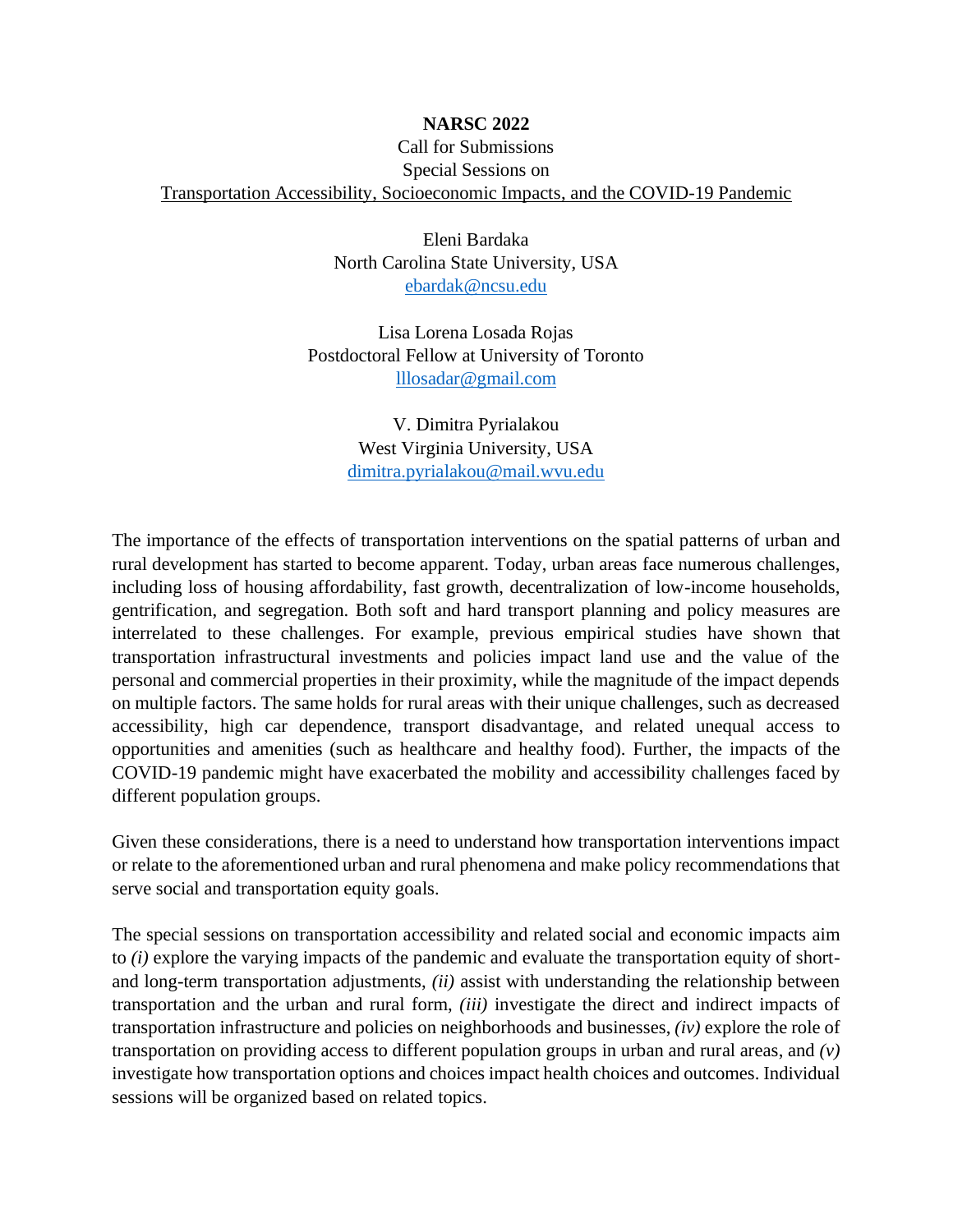**NARSC 2022**

Call for Submissions

Special Sessions on

Transportation Accessibility, Socioeconomic Impacts, and the COVID-19 Pandemic

Eleni Bardaka
North Carolina State University, USA
ebardak@ncsu.edu

Lisa Lorena Losada Rojas
Postdoctoral Fellow at University of Toronto
lllosadar@gmail.com

V. Dimitra Pyrialakou
West Virginia University, USA
dimitra.pyrialakou@mail.wvu.edu

The importance of the effects of transportation interventions on the spatial patterns of urban and rural development has started to become apparent. Today, urban areas face numerous challenges, including loss of housing affordability, fast growth, decentralization of low-income households, gentrification, and segregation. Both soft and hard transport planning and policy measures are interrelated to these challenges. For example, previous empirical studies have shown that transportation infrastructural investments and policies impact land use and the value of the personal and commercial properties in their proximity, while the magnitude of the impact depends on multiple factors. The same holds for rural areas with their unique challenges, such as decreased accessibility, high car dependence, transport disadvantage, and related unequal access to opportunities and amenities (such as healthcare and healthy food). Further, the impacts of the COVID-19 pandemic might have exacerbated the mobility and accessibility challenges faced by different population groups.

Given these considerations, there is a need to understand how transportation interventions impact or relate to the aforementioned urban and rural phenomena and make policy recommendations that serve social and transportation equity goals.

The special sessions on transportation accessibility and related social and economic impacts aim to *(i)* explore the varying impacts of the pandemic and evaluate the transportation equity of short- and long-term transportation adjustments, *(ii)* assist with understanding the relationship between transportation and the urban and rural form, *(iii)* investigate the direct and indirect impacts of transportation infrastructure and policies on neighborhoods and businesses, *(iv)* explore the role of transportation on providing access to different population groups in urban and rural areas, and *(v)* investigate how transportation options and choices impact health choices and outcomes. Individual sessions will be organized based on related topics.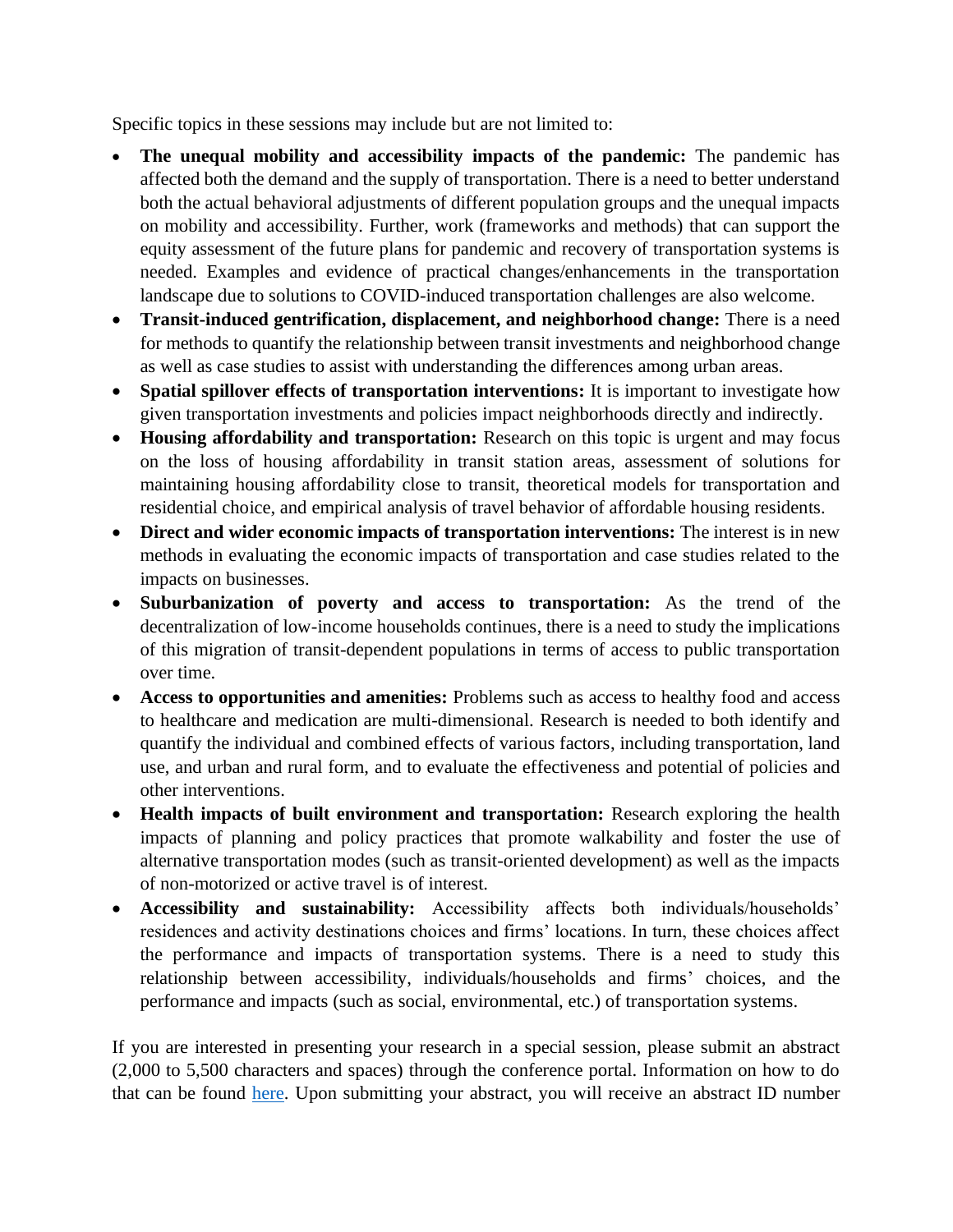Specific topics in these sessions may include but are not limited to:

- **The unequal mobility and accessibility impacts of the pandemic:** The pandemic has affected both the demand and the supply of transportation. There is a need to better understand both the actual behavioral adjustments of different population groups and the unequal impacts on mobility and accessibility. Further, work (frameworks and methods) that can support the equity assessment of the future plans for pandemic and recovery of transportation systems is needed. Examples and evidence of practical changes/enhancements in the transportation landscape due to solutions to COVID-induced transportation challenges are also welcome.
- **Transit-induced gentrification, displacement, and neighborhood change:** There is a need for methods to quantify the relationship between transit investments and neighborhood change as well as case studies to assist with understanding the differences among urban areas.
- **Spatial spillover effects of transportation interventions:** It is important to investigate how given transportation investments and policies impact neighborhoods directly and indirectly.
- **Housing affordability and transportation:** Research on this topic is urgent and may focus on the loss of housing affordability in transit station areas, assessment of solutions for maintaining housing affordability close to transit, theoretical models for transportation and residential choice, and empirical analysis of travel behavior of affordable housing residents.
- **Direct and wider economic impacts of transportation interventions:** The interest is in new methods in evaluating the economic impacts of transportation and case studies related to the impacts on businesses.
- **Suburbanization of poverty and access to transportation:** As the trend of the decentralization of low-income households continues, there is a need to study the implications of this migration of transit-dependent populations in terms of access to public transportation over time.
- **Access to opportunities and amenities:** Problems such as access to healthy food and access to healthcare and medication are multi-dimensional. Research is needed to both identify and quantify the individual and combined effects of various factors, including transportation, land use, and urban and rural form, and to evaluate the effectiveness and potential of policies and other interventions.
- **Health impacts of built environment and transportation:** Research exploring the health impacts of planning and policy practices that promote walkability and foster the use of alternative transportation modes (such as transit-oriented development) as well as the impacts of non-motorized or active travel is of interest.
- **Accessibility and sustainability:** Accessibility affects both individuals/households' residences and activity destinations choices and firms' locations. In turn, these choices affect the performance and impacts of transportation systems. There is a need to study this relationship between accessibility, individuals/households and firms' choices, and the performance and impacts (such as social, environmental, etc.) of transportation systems.

If you are interested in presenting your research in a special session, please submit an abstract (2,000 to 5,500 characters and spaces) through the conference portal. Information on how to do that can be found here. Upon submitting your abstract, you will receive an abstract ID number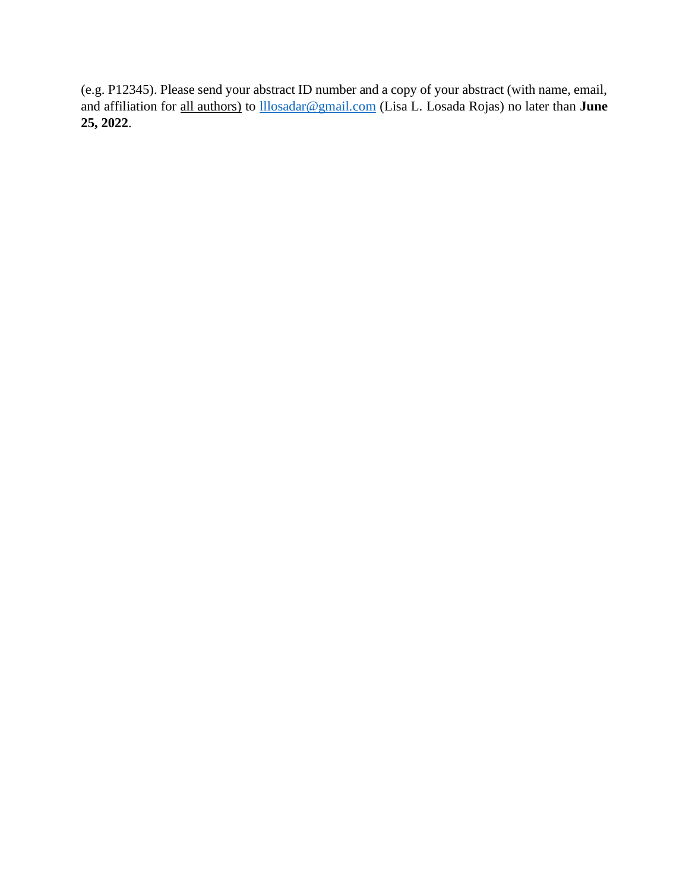(e.g. P12345). Please send your abstract ID number and a copy of your abstract (with name, email, and affiliation for all authors) to lllosadar@gmail.com (Lisa L. Losada Rojas) no later than **June 25, 2022**.